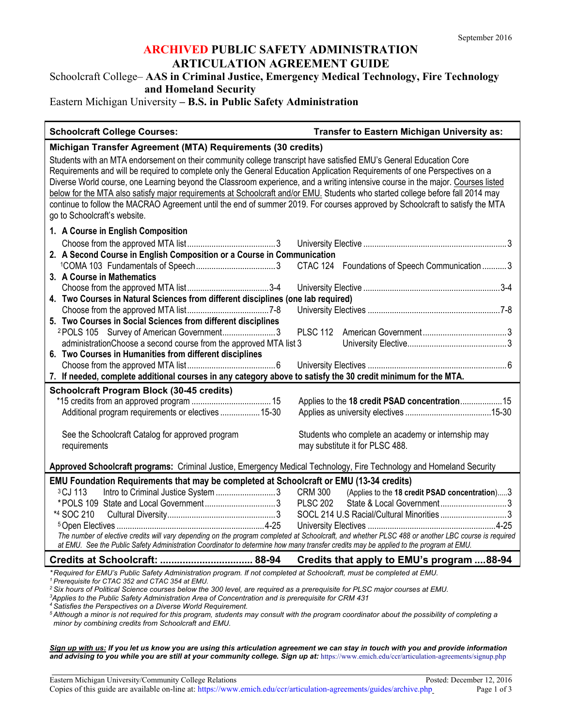September 2016

# ARCHIVED PUBLIC SAFETY ADMINISTRATION ARTICULATION AGREEMENT GUIDE

Schoolcraft College– **AAS in Criminal Justice, Emergency Medical Technology, Fire Technology and Homeland Security**

Eastern Michigan University **– B.S. in Public Safety Administration**

| Schoolcraft College Courses: | | Transfer to Eastern Michigan University as: | |
|---|---|---|---|
| **Michigan Transfer Agreement (MTA) Requirements (30 credits)** | | | |

Students with an MTA endorsement on their community college transcript have satisfied EMU's General Education Core Requirements and will be required to complete only the General Education Application Requirements of one Perspectives on a Diverse World course, one Learning beyond the Classroom experience, and a writing intensive course in the major. Courses listed below for the MTA also satisfy major requirements at Schoolcraft and/or EMU. Students who started college before fall 2014 may continue to follow the MACRAO Agreement until the end of summer 2019. For courses approved by Schoolcraft to satisfy the MTA go to Schoolcraft's website.

| Schoolcraft College Courses | Credits | Transfer to Eastern Michigan University as | Credits |
|---|---|---|---|
| **1. A Course in English Composition** | | | |
| Choose from the approved MTA list | 3 | University Elective | 3 |
| **2. A Second Course in English Composition or a Course in Communication** | | | |
| [1]COMA 103 Fundamentals of Speech | 3 | CTAC 124 Foundations of Speech Communication | 3 |
| **3. A Course in Mathematics** | | | |
| Choose from the approved MTA list | 3-4 | University Elective | 3-4 |
| **4. Two Courses in Natural Sciences from different disciplines (one lab required)** | | | |
| Choose from the approved MTA list | 7-8 | University Electives | 7-8 |
| **5. Two Courses in Social Sciences from different disciplines** | | | |
| [2]POLS 105 Survey of American Government | 3 | PLSC 112 American Government | 3 |
| administrationChoose a second course from the approved MTA list | 3 | University Elective | 3 |
| **6. Two Courses in Humanities from different disciplines** | | | |
| Choose from the approved MTA list | 6 | University Electives | 6 |
| **7. If needed, complete additional courses in any category above to satisfy the 30 credit minimum for the MTA.** | | | |
| **Schoolcraft Program Block (30-45 credits)** | | | |
| *15 credits from an approved program | 15 | Applies to the **18 credit PSAD concentration** | 15 |
| Additional program requirements or electives | 15-30 | Applies as university electives | 15-30 |
| See the Schoolcraft Catalog for approved program requirements | | Students who complete an academy or internship may may substitute it for PLSC 488. | |
| **Approved Schoolcraft programs:** Criminal Justice, Emergency Medical Technology, Fire Technology and Homeland Security | | | |
| **EMU Foundation Requirements that may be completed at Schoolcraft or EMU (13-34 credits)** | | | |
| [3]CJ 113 Intro to Criminal Justice System | 3 | CRM 300 (Applies to the **18 credit PSAD concentration**) | 3 |
| *POLS 109 State and Local Government | 3 | PLSC 202 State & Local Government | 3 |
| *[4] SOC 210 Cultural Diversity | 3 | SOCL 214 U.S Racial/Cultural Minorities | 3 |
| [5]Open Electives | 4-25 | University Electives | 4-25 |
| **Credits at Schoolcraft:** | **88-94** | **Credits that apply to EMU's program** | **88-94** |

*The number of elective credits will vary depending on the program completed at Schoolcraft, and whether PLSC 488 or another LBC course is required at EMU. See the Public Safety Administration Coordinator to determine how many transfer credits may be applied to the program at EMU.*

*\*Required for EMU's Public Safety Administration program. If not completed at Schoolcraft, must be completed at EMU.*
*[1] Prerequisite for CTAC 352 and CTAC 354 at EMU.*
*[2] Six hours of Political Science courses below the 300 level, are required as a prerequisite for PLSC major courses at EMU.*
*[3]Applies to the Public Safety Administration Area of Concentration and is prerequisite for CRM 431*
*[4] Satisfies the Perspectives on a Diverse World Requirement.*
*[5] Although a minor is not required for this program, students may consult with the program coordinator about the possibility of completing a minor by combining credits from Schoolcraft and EMU.*

***Sign up with us:** If you let us know you are using this articulation agreement we can stay in touch with you and provide information and advising to you while you are still at your community college. Sign up at:* https://www.emich.edu/ccr/articulation-agreements/signup.php

Eastern Michigan University/Community College Relations — Posted: December 12, 2016
Copies of this guide are available on-line at: https://www.emich.edu/ccr/articulation-agreements/guides/archive.php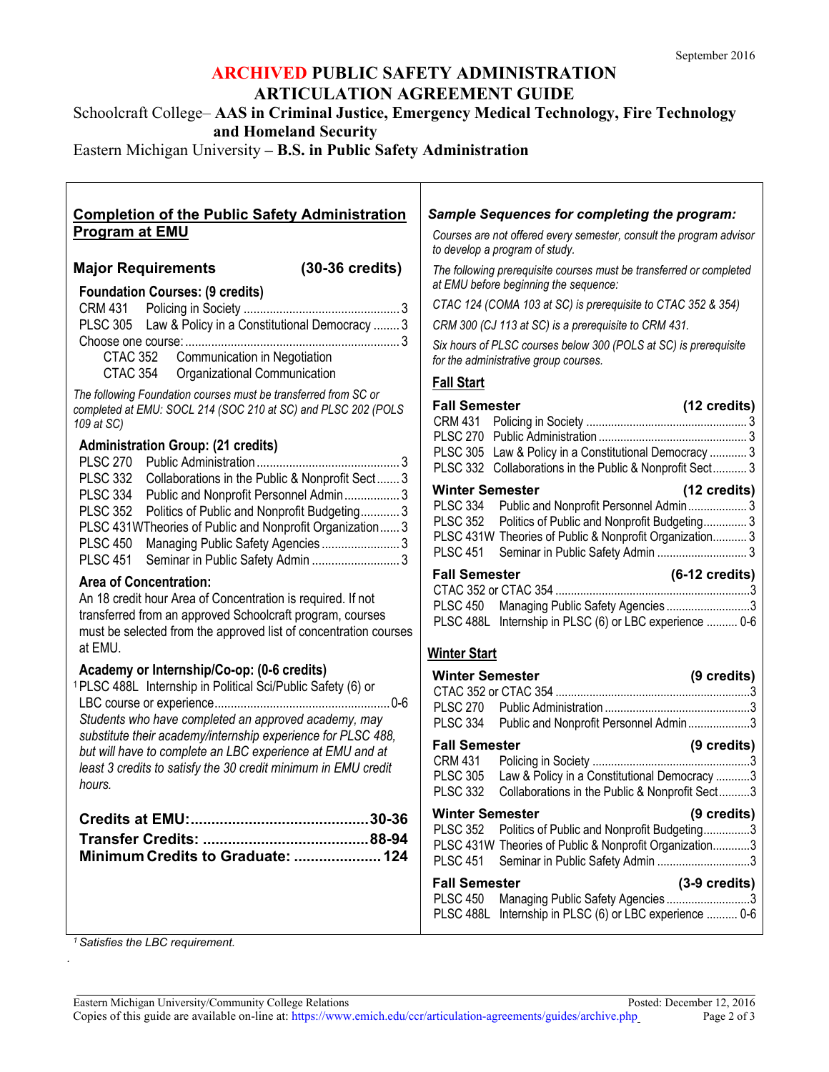September 2016

# ARCHIVED PUBLIC SAFETY ADMINISTRATION ARTICULATION AGREEMENT GUIDE

Schoolcraft College– **AAS in Criminal Justice, Emergency Medical Technology, Fire Technology and Homeland Security**

Eastern Michigan University **– B.S. in Public Safety Administration**

## Completion of the Public Safety Administration Program at EMU

### Major Requirements (30-36 credits)

**Foundation Courses: (9 credits)**

| | | |
|---|---|---|
| CRM 431 | Policing in Society | 3 |
| PLSC 305 | Law & Policy in a Constitutional Democracy | 3 |
| Choose one course: | | 3 |
| CTAC 352 | Communication in Negotiation | |
| CTAC 354 | Organizational Communication | |

*The following Foundation courses must be transferred from SC or completed at EMU: SOCL 214 (SOC 210 at SC) and PLSC 202 (POLS 109 at SC)*

**Administration Group: (21 credits)**

| | | |
|---|---|---|
| PLSC 270 | Public Administration | 3 |
| PLSC 332 | Collaborations in the Public & Nonprofit Sect | 3 |
| PLSC 334 | Public and Nonprofit Personnel Admin | 3 |
| PLSC 352 | Politics of Public and Nonprofit Budgeting | 3 |
| PLSC 431W | Theories of Public and Nonprofit Organization | 3 |
| PLSC 450 | Managing Public Safety Agencies | 3 |
| PLSC 451 | Seminar in Public Safety Admin | 3 |

**Area of Concentration:**

An 18 credit hour Area of Concentration is required. If not transferred from an approved Schoolcraft program, courses must be selected from the approved list of concentration courses at EMU.

**Academy or Internship/Co-op: (0-6 credits)**

[1] PLSC 488L Internship in Political Sci/Public Safety (6) or LBC course or experience ... 0-6

*Students who have completed an approved academy, may substitute their academy/internship experience for PLSC 488, but will have to complete an LBC experience at EMU and at least 3 credits to satisfy the 30 credit minimum in EMU credit hours.*

**Credits at EMU: ... 30-36**
**Transfer Credits: ... 88-94**
**Minimum Credits to Graduate: ... 124**

## *Sample Sequences for completing the program:*

*Courses are not offered every semester, consult the program advisor to develop a program of study.*

*The following prerequisite courses must be transferred or completed at EMU before beginning the sequence:*

*CTAC 124 (COMA 103 at SC) is prerequisite to CTAC 352 & 354)*

*CRM 300 (CJ 113 at SC) is a prerequisite to CRM 431.*

*Six hours of PLSC courses below 300 (POLS at SC) is prerequisite for the administrative group courses.*

### Fall Start

**Fall Semester (12 credits)**

| | | |
|---|---|---|
| CRM 431 | Policing in Society | 3 |
| PLSC 270 | Public Administration | 3 |
| PLSC 305 | Law & Policy in a Constitutional Democracy | 3 |
| PLSC 332 | Collaborations in the Public & Nonprofit Sect | 3 |

**Winter Semester (12 credits)**

| | | |
|---|---|---|
| PLSC 334 | Public and Nonprofit Personnel Admin | 3 |
| PLSC 352 | Politics of Public and Nonprofit Budgeting | 3 |
| PLSC 431W | Theories of Public & Nonprofit Organization | 3 |
| PLSC 451 | Seminar in Public Safety Admin | 3 |

**Fall Semester (6-12 credits)**

| | | |
|---|---|---|
| CTAC 352 or CTAC 354 | | 3 |
| PLSC 450 | Managing Public Safety Agencies | 3 |
| PLSC 488L | Internship in PLSC (6) or LBC experience | 0-6 |

### Winter Start

**Winter Semester (9 credits)**

| | | |
|---|---|---|
| CTAC 352 or CTAC 354 | | 3 |
| PLSC 270 | Public Administration | 3 |
| PLSC 334 | Public and Nonprofit Personnel Admin | 3 |

**Fall Semester (9 credits)**

| | | |
|---|---|---|
| CRM 431 | Policing in Society | 3 |
| PLSC 305 | Law & Policy in a Constitutional Democracy | 3 |
| PLSC 332 | Collaborations in the Public & Nonprofit Sect | 3 |

**Winter Semester (9 credits)**

| | | |
|---|---|---|
| PLSC 352 | Politics of Public and Nonprofit Budgeting | 3 |
| PLSC 431W | Theories of Public & Nonprofit Organization | 3 |
| PLSC 451 | Seminar in Public Safety Admin | 3 |

**Fall Semester (3-9 credits)**

| | | |
|---|---|---|
| PLSC 450 | Managing Public Safety Agencies | 3 |
| PLSC 488L | Internship in PLSC (6) or LBC experience | 0-6 |

*[1] Satisfies the LBC requirement.*

Eastern Michigan University/Community College Relations — Posted: December 12, 2016
Copies of this guide are available on-line at: https://www.emich.edu/ccr/articulation-agreements/guides/archive.php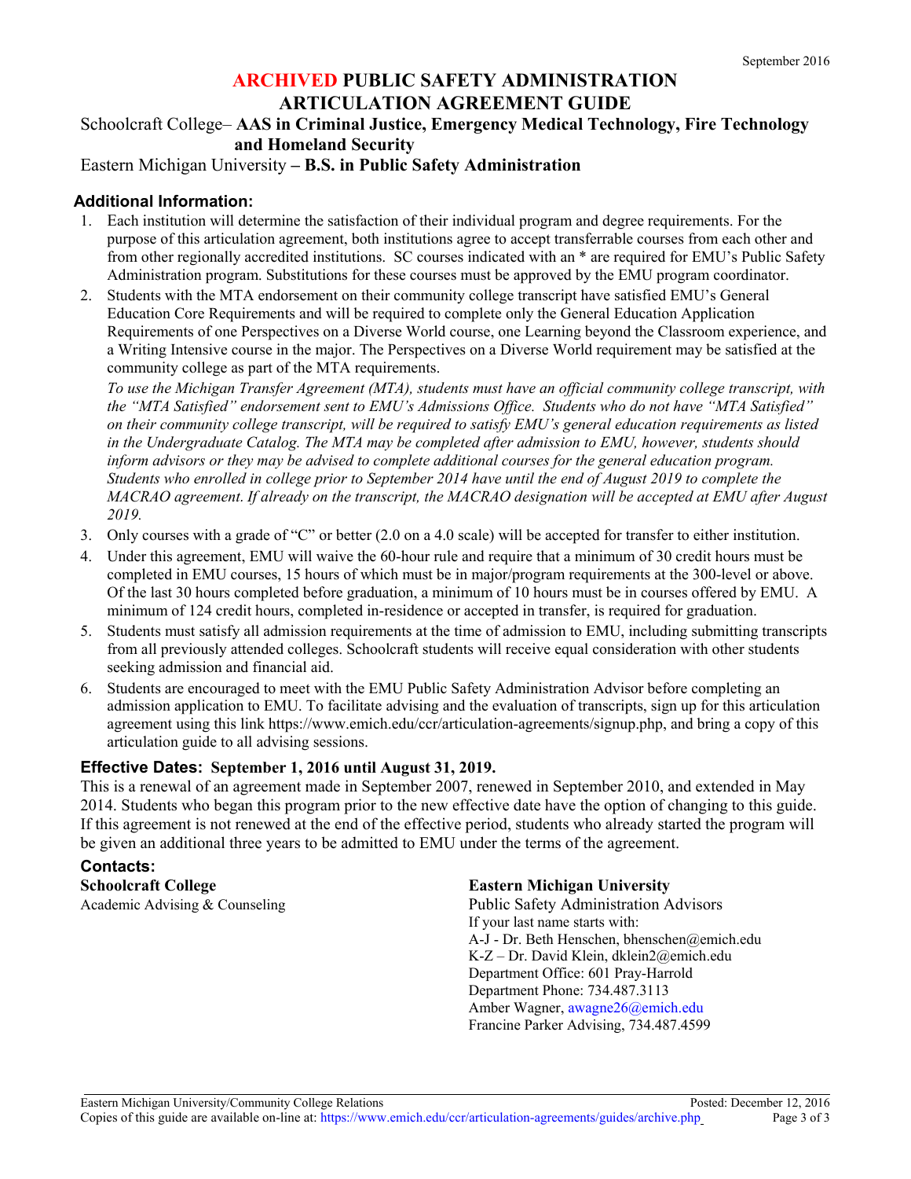September 2016

# ARCHIVED PUBLIC SAFETY ADMINISTRATION ARTICULATION AGREEMENT GUIDE

Schoolcraft College– **AAS in Criminal Justice, Emergency Medical Technology, Fire Technology and Homeland Security**

Eastern Michigan University **– B.S. in Public Safety Administration**

## Additional Information:

1. Each institution will determine the satisfaction of their individual program and degree requirements. For the purpose of this articulation agreement, both institutions agree to accept transferrable courses from each other and from other regionally accredited institutions. SC courses indicated with an * are required for EMU's Public Safety Administration program. Substitutions for these courses must be approved by the EMU program coordinator.
2. Students with the MTA endorsement on their community college transcript have satisfied EMU's General Education Core Requirements and will be required to complete only the General Education Application Requirements of one Perspectives on a Diverse World course, one Learning beyond the Classroom experience, and a Writing Intensive course in the major. The Perspectives on a Diverse World requirement may be satisfied at the community college as part of the MTA requirements.

   *To use the Michigan Transfer Agreement (MTA), students must have an official community college transcript, with the "MTA Satisfied" endorsement sent to EMU's Admissions Office. Students who do not have "MTA Satisfied" on their community college transcript, will be required to satisfy EMU's general education requirements as listed in the Undergraduate Catalog. The MTA may be completed after admission to EMU, however, students should inform advisors or they may be advised to complete additional courses for the general education program. Students who enrolled in college prior to September 2014 have until the end of August 2019 to complete the MACRAO agreement. If already on the transcript, the MACRAO designation will be accepted at EMU after August 2019.*
3. Only courses with a grade of "C" or better (2.0 on a 4.0 scale) will be accepted for transfer to either institution.
4. Under this agreement, EMU will waive the 60-hour rule and require that a minimum of 30 credit hours must be completed in EMU courses, 15 hours of which must be in major/program requirements at the 300-level or above. Of the last 30 hours completed before graduation, a minimum of 10 hours must be in courses offered by EMU. A minimum of 124 credit hours, completed in-residence or accepted in transfer, is required for graduation.
5. Students must satisfy all admission requirements at the time of admission to EMU, including submitting transcripts from all previously attended colleges. Schoolcraft students will receive equal consideration with other students seeking admission and financial aid.
6. Students are encouraged to meet with the EMU Public Safety Administration Advisor before completing an admission application to EMU. To facilitate advising and the evaluation of transcripts, sign up for this articulation agreement using this link https://www.emich.edu/ccr/articulation-agreements/signup.php, and bring a copy of this articulation guide to all advising sessions.

## Effective Dates: September 1, 2016 until August 31, 2019.

This is a renewal of an agreement made in September 2007, renewed in September 2010, and extended in May 2014. Students who began this program prior to the new effective date have the option of changing to this guide. If this agreement is not renewed at the end of the effective period, students who already started the program will be given an additional three years to be admitted to EMU under the terms of the agreement.

## Contacts:

**Schoolcraft College**
Academic Advising & Counseling

**Eastern Michigan University**
Public Safety Administration Advisors
If your last name starts with:
A-J - Dr. Beth Henschen, bhenschen@emich.edu
K-Z – Dr. David Klein, dklein2@emich.edu
Department Office: 601 Pray-Harrold
Department Phone: 734.487.3113
Amber Wagner, awagne26@emich.edu
Francine Parker Advising, 734.487.4599

Eastern Michigan University/Community College Relations — Posted: December 12, 2016
Copies of this guide are available on-line at: https://www.emich.edu/ccr/articulation-agreements/guides/archive.php